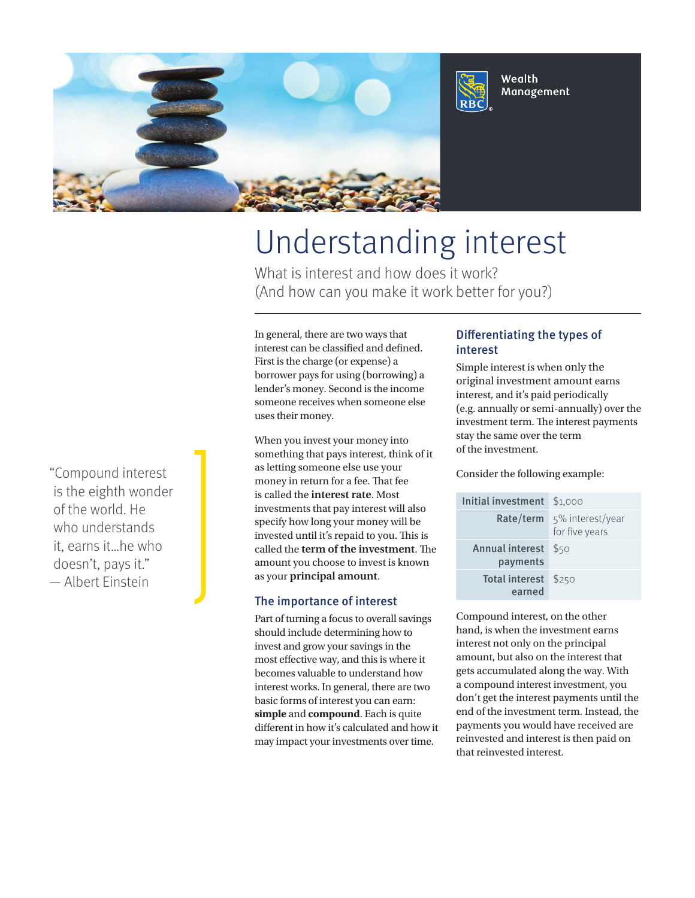Wealth Management

# Understanding interest

What is interest and how does it work?
(And how can you make it work better for you?)

In general, there are two ways that interest can be classified and defined. First is the charge (or expense) a borrower pays for using (borrowing) a lender's money. Second is the income someone receives when someone else uses their money.

When you invest your money into something that pays interest, think of it as letting someone else use your money in return for a fee. That fee is called the **interest rate**. Most investments that pay interest will also specify how long your money will be invested until it's repaid to you. This is called the **term of the investment**. The amount you choose to invest is known as your **principal amount**.

> "Compound interest is the eighth wonder of the world. He who understands it, earns it...he who doesn't, pays it."
> — Albert Einstein

## The importance of interest

Part of turning a focus to overall savings should include determining how to invest and grow your savings in the most effective way, and this is where it becomes valuable to understand how interest works. In general, there are two basic forms of interest you can earn: **simple** and **compound**. Each is quite different in how it's calculated and how it may impact your investments over time.

## Differentiating the types of interest

Simple interest is when only the original investment amount earns interest, and it's paid periodically (e.g. annually or semi-annually) over the investment term. The interest payments stay the same over the term of the investment.

Consider the following example:

| | |
|---|---|
| **Initial investment** | $1,000 |
| **Rate/term** | 5% interest/year for five years |
| **Annual interest payments** | $50 |
| **Total interest earned** | $250 |

Compound interest, on the other hand, is when the investment earns interest not only on the principal amount, but also on the interest that gets accumulated along the way. With a compound interest investment, you don't get the interest payments until the end of the investment term. Instead, the payments you would have received are reinvested and interest is then paid on that reinvested interest.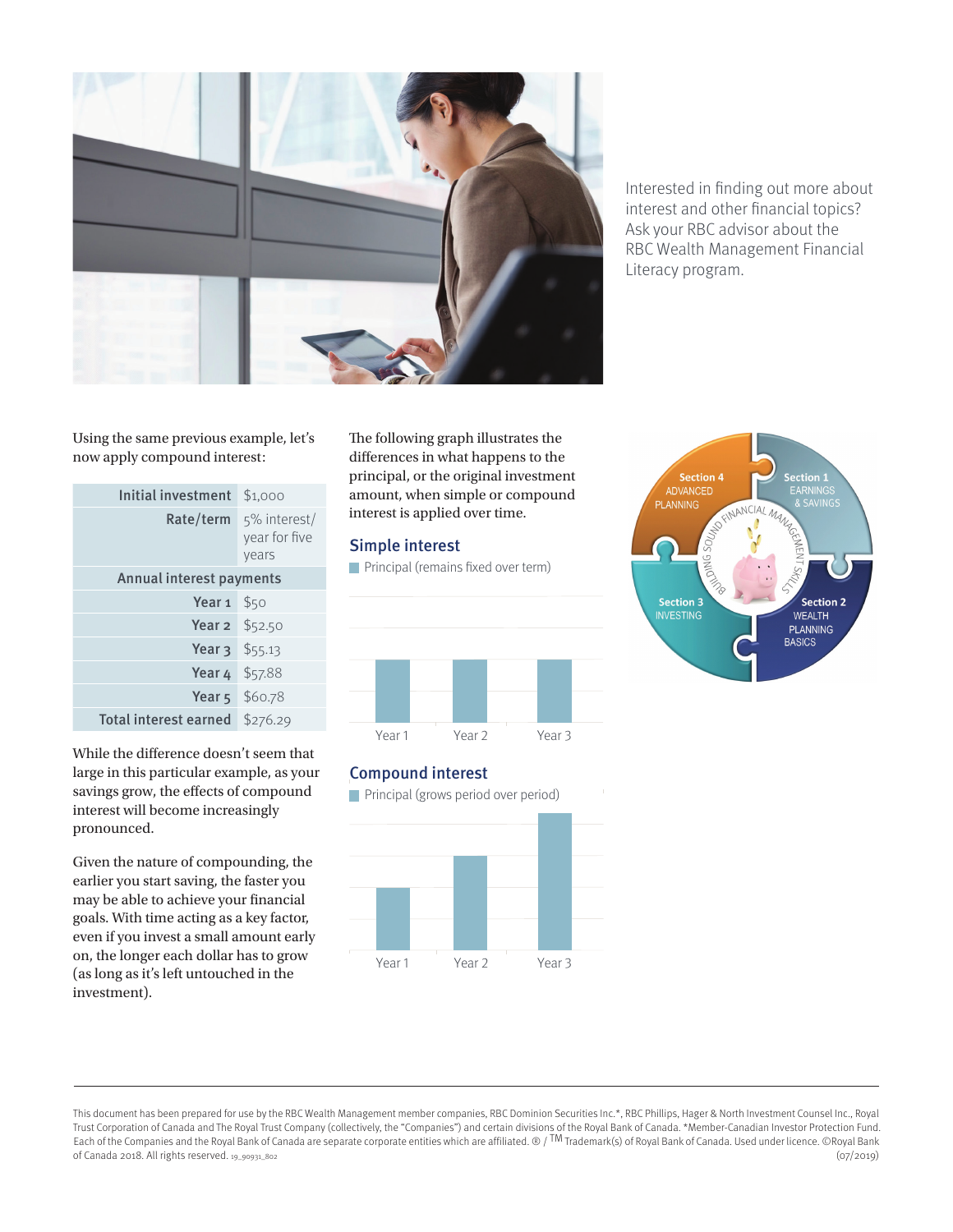Interested in finding out more about interest and other financial topics? Ask your RBC advisor about the RBC Wealth Management Financial Literacy program.

Using the same previous example, let's now apply compound interest:

| | |
|---|---|
| **Initial investment** | $1,000 |
| **Rate/term** | 5% interest/ year for five years |
| **Annual interest payments** | |
| **Year 1** | $50 |
| **Year 2** | $52.50 |
| **Year 3** | $55.13 |
| **Year 4** | $57.88 |
| **Year 5** | $60.78 |
| **Total interest earned** | $276.29 |

While the difference doesn't seem that large in this particular example, as your savings grow, the effects of compound interest will become increasingly pronounced.

Given the nature of compounding, the earlier you start saving, the faster you may be able to achieve your financial goals. With time acting as a key factor, even if you invest a small amount early on, the longer each dollar has to grow (as long as it's left untouched in the investment).

The following graph illustrates the differences in what happens to the principal, or the original investment amount, when simple or compound interest is applied over time.

## Simple interest

Principal (remains fixed over term)

Year 1
Year 2
Year 3

## Compound interest

Principal (grows period over period)

Year 1
Year 2
Year 3

Section 4 ADVANCED PLANNING
Section 1 EARNINGS & SAVINGS
Section 3 INVESTING
Section 2 WEALTH PLANNING BASICS
BUILDING SOUND FINANCIAL MANAGEMENT SKILLS

This document has been prepared for use by the RBC Wealth Management member companies, RBC Dominion Securities Inc.*, RBC Phillips, Hager & North Investment Counsel Inc., Royal Trust Corporation of Canada and The Royal Trust Company (collectively, the "Companies") and certain divisions of the Royal Bank of Canada. *Member-Canadian Investor Protection Fund. Each of the Companies and the Royal Bank of Canada are separate corporate entities which are affiliated. ® / ™ Trademark(s) of Royal Bank of Canada. Used under licence. ©Royal Bank of Canada 2018. All rights reserved. 19_90931_802 (07/2019)